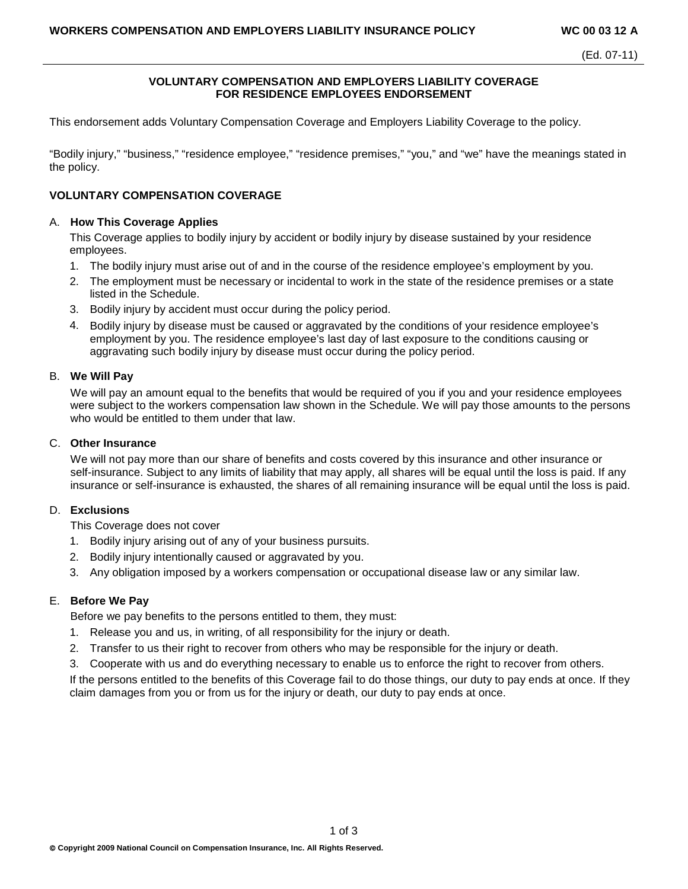# VOLUNTARY COMPENSATION AND EMPLOYERS LIABILITY COVERAGE FOR RESIDENCE EMPLOYEES ENDORSEMENT

This endorsement adds Voluntary Compensation Coverage and Employers Liability Coverage to the policy.

"Bodily injury," "business," "residence employee," "residence premises," "you," and "we" have the meanings stated in the policy.

## VOLUNTARY COMPENSATION COVERAGE

### A. How This Coverage Applies

This Coverage applies to bodily injury by accident or bodily injury by disease sustained by your residence employees.

1. The bodily injury must arise out of and in the course of the residence employee's employment by you.
2. The employment must be necessary or incidental to work in the state of the residence premises or a state listed in the Schedule.
3. Bodily injury by accident must occur during the policy period.
4. Bodily injury by disease must be caused or aggravated by the conditions of your residence employee's employment by you. The residence employee's last day of last exposure to the conditions causing or aggravating such bodily injury by disease must occur during the policy period.

### B. We Will Pay

We will pay an amount equal to the benefits that would be required of you if you and your residence employees were subject to the workers compensation law shown in the Schedule. We will pay those amounts to the persons who would be entitled to them under that law.

### C. Other Insurance

We will not pay more than our share of benefits and costs covered by this insurance and other insurance or self-insurance. Subject to any limits of liability that may apply, all shares will be equal until the loss is paid. If any insurance or self-insurance is exhausted, the shares of all remaining insurance will be equal until the loss is paid.

### D. Exclusions

This Coverage does not cover

1. Bodily injury arising out of any of your business pursuits.
2. Bodily injury intentionally caused or aggravated by you.
3. Any obligation imposed by a workers compensation or occupational disease law or any similar law.

### E. Before We Pay

Before we pay benefits to the persons entitled to them, they must:

1. Release you and us, in writing, of all responsibility for the injury or death.
2. Transfer to us their right to recover from others who may be responsible for the injury or death.
3. Cooperate with us and do everything necessary to enable us to enforce the right to recover from others.

If the persons entitled to the benefits of this Coverage fail to do those things, our duty to pay ends at once. If they claim damages from you or from us for the injury or death, our duty to pay ends at once.

© Copyright 2009 National Council on Compensation Insurance, Inc. All Rights Reserved.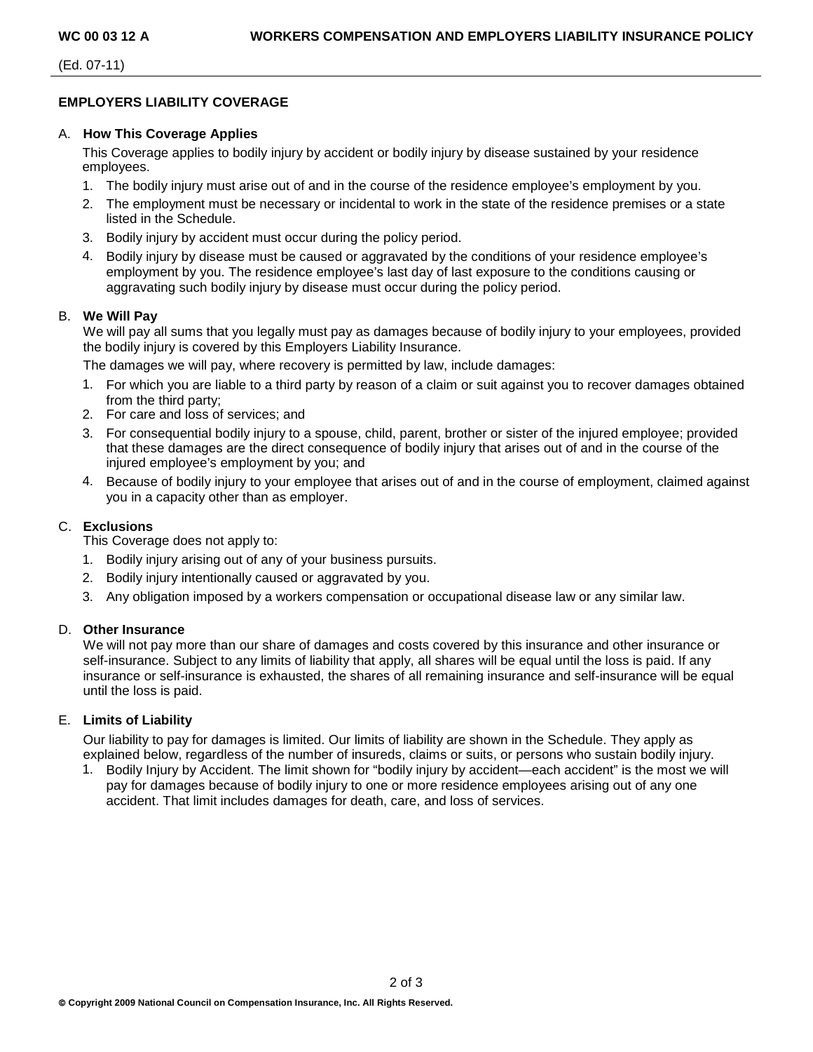## EMPLOYERS LIABILITY COVERAGE

### A. How This Coverage Applies

This Coverage applies to bodily injury by accident or bodily injury by disease sustained by your residence employees.

1. The bodily injury must arise out of and in the course of the residence employee's employment by you.
2. The employment must be necessary or incidental to work in the state of the residence premises or a state listed in the Schedule.
3. Bodily injury by accident must occur during the policy period.
4. Bodily injury by disease must be caused or aggravated by the conditions of your residence employee's employment by you. The residence employee's last day of last exposure to the conditions causing or aggravating such bodily injury by disease must occur during the policy period.

### B. We Will Pay

We will pay all sums that you legally must pay as damages because of bodily injury to your employees, provided the bodily injury is covered by this Employers Liability Insurance.

The damages we will pay, where recovery is permitted by law, include damages:

1. For which you are liable to a third party by reason of a claim or suit against you to recover damages obtained from the third party;
2. For care and loss of services; and
3. For consequential bodily injury to a spouse, child, parent, brother or sister of the injured employee; provided that these damages are the direct consequence of bodily injury that arises out of and in the course of the injured employee's employment by you; and
4. Because of bodily injury to your employee that arises out of and in the course of employment, claimed against you in a capacity other than as employer.

### C. Exclusions

This Coverage does not apply to:

1. Bodily injury arising out of any of your business pursuits.
2. Bodily injury intentionally caused or aggravated by you.
3. Any obligation imposed by a workers compensation or occupational disease law or any similar law.

### D. Other Insurance

We will not pay more than our share of damages and costs covered by this insurance and other insurance or self-insurance. Subject to any limits of liability that apply, all shares will be equal until the loss is paid. If any insurance or self-insurance is exhausted, the shares of all remaining insurance and self-insurance will be equal until the loss is paid.

### E. Limits of Liability

Our liability to pay for damages is limited. Our limits of liability are shown in the Schedule. They apply as explained below, regardless of the number of insureds, claims or suits, or persons who sustain bodily injury.

1. Bodily Injury by Accident. The limit shown for "bodily injury by accident—each accident" is the most we will pay for damages because of bodily injury to one or more residence employees arising out of any one accident. That limit includes damages for death, care, and loss of services.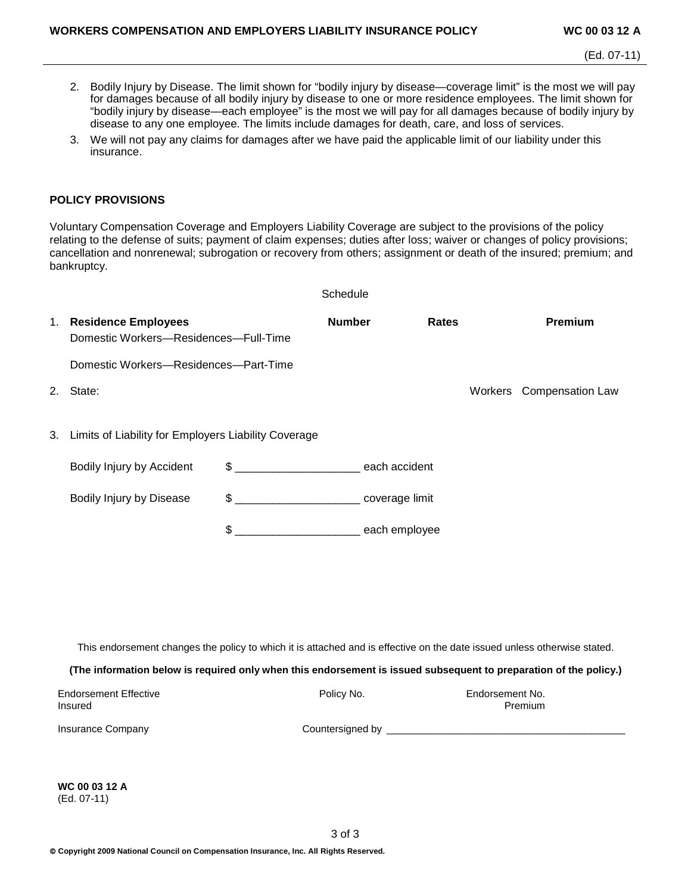2. Bodily Injury by Disease. The limit shown for "bodily injury by disease—coverage limit" is the most we will pay for damages because of all bodily injury by disease to one or more residence employees. The limit shown for "bodily injury by disease—each employee" is the most we will pay for all damages because of bodily injury by disease to any one employee. The limits include damages for death, care, and loss of services.
3. We will not pay any claims for damages after we have paid the applicable limit of our liability under this insurance.

## POLICY PROVISIONS

Voluntary Compensation Coverage and Employers Liability Coverage are subject to the provisions of the policy relating to the defense of suits; payment of claim expenses; duties after loss; waiver or changes of policy provisions; cancellation and nonrenewal; subrogation or recovery from others; assignment or death of the insured; premium; and bankruptcy.

Schedule

| 1. **Residence Employees** | **Number** | **Rates** | **Premium** |
|---|---|---|---|
| Domestic Workers—Residences—Full-Time | | | |
| Domestic Workers—Residences—Part-Time | | | |

2. State: Workers Compensation Law

3. Limits of Liability for Employers Liability Coverage

Bodily Injury by Accident $ ____________________ each accident

Bodily Injury by Disease $ ____________________ coverage limit

$ ____________________ each employee

This endorsement changes the policy to which it is attached and is effective on the date issued unless otherwise stated.

**(The information below is required only when this endorsement is issued subsequent to preparation of the policy.)**

Endorsement Effective Policy No. Endorsement No.
Insured Premium

Insurance Company Countersigned by ________________________________________

**WC 00 03 12 A**
(Ed. 07-11)

© Copyright 2009 National Council on Compensation Insurance, Inc. All Rights Reserved.